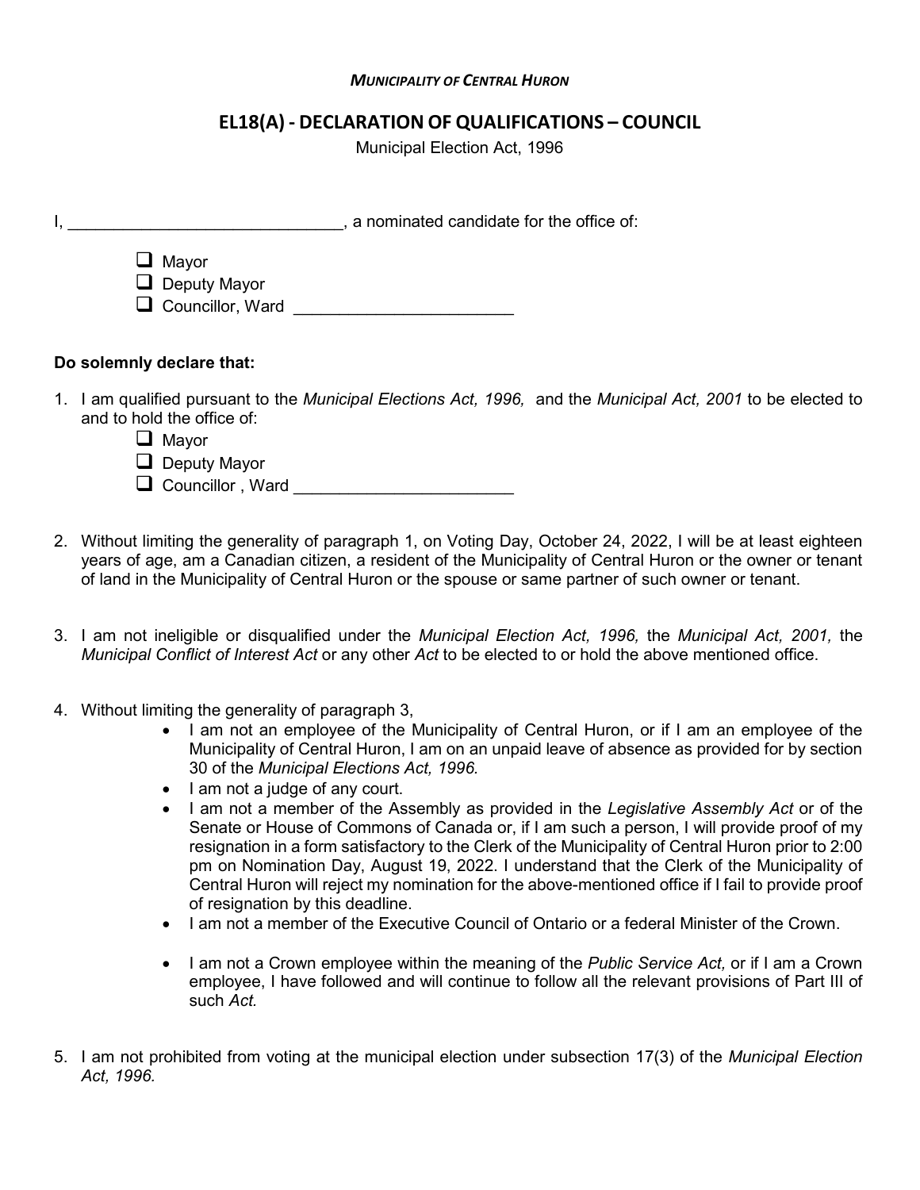***MUNICIPALITY OF CENTRAL HURON***

# EL18(A) - DECLARATION OF QUALIFICATIONS – COUNCIL

Municipal Election Act, 1996

I, ______________________________, a nominated candidate for the office of:

- ☐ Mayor
- ☐ Deputy Mayor
- ☐ Councillor, Ward ________________________

**Do solemnly declare that:**

1. I am qualified pursuant to the *Municipal Elections Act, 1996,* and the *Municipal Act, 2001* to be elected to and to hold the office of:
   - ☐ Mayor
   - ☐ Deputy Mayor
   - ☐ Councillor , Ward ________________________

2. Without limiting the generality of paragraph 1, on Voting Day, October 24, 2022, I will be at least eighteen years of age, am a Canadian citizen, a resident of the Municipality of Central Huron or the owner or tenant of land in the Municipality of Central Huron or the spouse or same partner of such owner or tenant.

3. I am not ineligible or disqualified under the *Municipal Election Act, 1996,* the *Municipal Act, 2001,* the *Municipal Conflict of Interest Act* or any other *Act* to be elected to or hold the above mentioned office.

4. Without limiting the generality of paragraph 3,
   - I am not an employee of the Municipality of Central Huron, or if I am an employee of the Municipality of Central Huron, I am on an unpaid leave of absence as provided for by section 30 of the *Municipal Elections Act, 1996.*
   - I am not a judge of any court.
   - I am not a member of the Assembly as provided in the *Legislative Assembly Act* or of the Senate or House of Commons of Canada or, if I am such a person, I will provide proof of my resignation in a form satisfactory to the Clerk of the Municipality of Central Huron prior to 2:00 pm on Nomination Day, August 19, 2022. I understand that the Clerk of the Municipality of Central Huron will reject my nomination for the above-mentioned office if I fail to provide proof of resignation by this deadline.
   - I am not a member of the Executive Council of Ontario or a federal Minister of the Crown.
   - I am not a Crown employee within the meaning of the *Public Service Act,* or if I am a Crown employee, I have followed and will continue to follow all the relevant provisions of Part III of such *Act.*

5. I am not prohibited from voting at the municipal election under subsection 17(3) of the *Municipal Election Act, 1996.*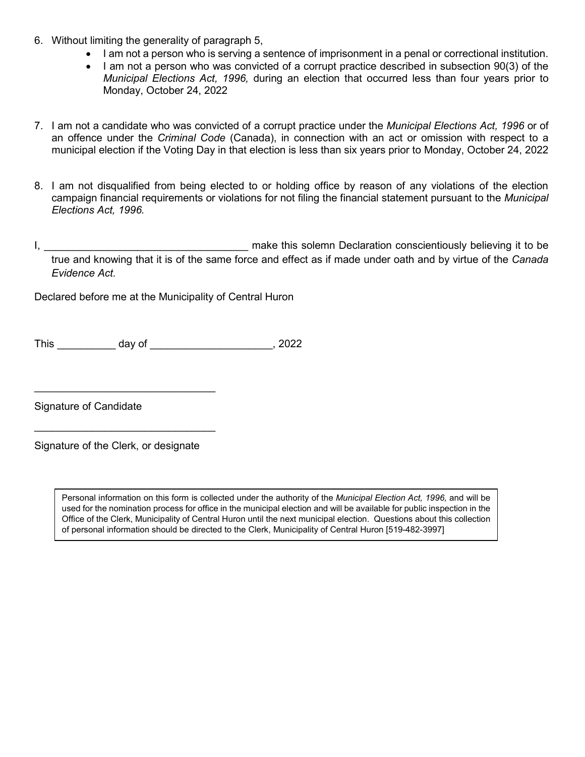6. Without limiting the generality of paragraph 5,
   - I am not a person who is serving a sentence of imprisonment in a penal or correctional institution.
   - I am not a person who was convicted of a corrupt practice described in subsection 90(3) of the *Municipal Elections Act, 1996,* during an election that occurred less than four years prior to Monday, October 24, 2022

7. I am not a candidate who was convicted of a corrupt practice under the *Municipal Elections Act, 1996* or of an offence under the *Criminal Code* (Canada), in connection with an act or omission with respect to a municipal election if the Voting Day in that election is less than six years prior to Monday, October 24, 2022

8. I am not disqualified from being elected to or holding office by reason of any violations of the election campaign financial requirements or violations for not filing the financial statement pursuant to the *Municipal Elections Act, 1996.*

I, ___________________________________ make this solemn Declaration conscientiously believing it to be true and knowing that it is of the same force and effect as if made under oath and by virtue of the *Canada Evidence Act.*

Declared before me at the Municipality of Central Huron

This __________ day of ____________________, 2022

_______________________________

Signature of Candidate

_______________________________

Signature of the Clerk, or designate

Personal information on this form is collected under the authority of the *Municipal Election Act, 1996,* and will be used for the nomination process for office in the municipal election and will be available for public inspection in the Office of the Clerk, Municipality of Central Huron until the next municipal election. Questions about this collection of personal information should be directed to the Clerk, Municipality of Central Huron [519-482-3997]